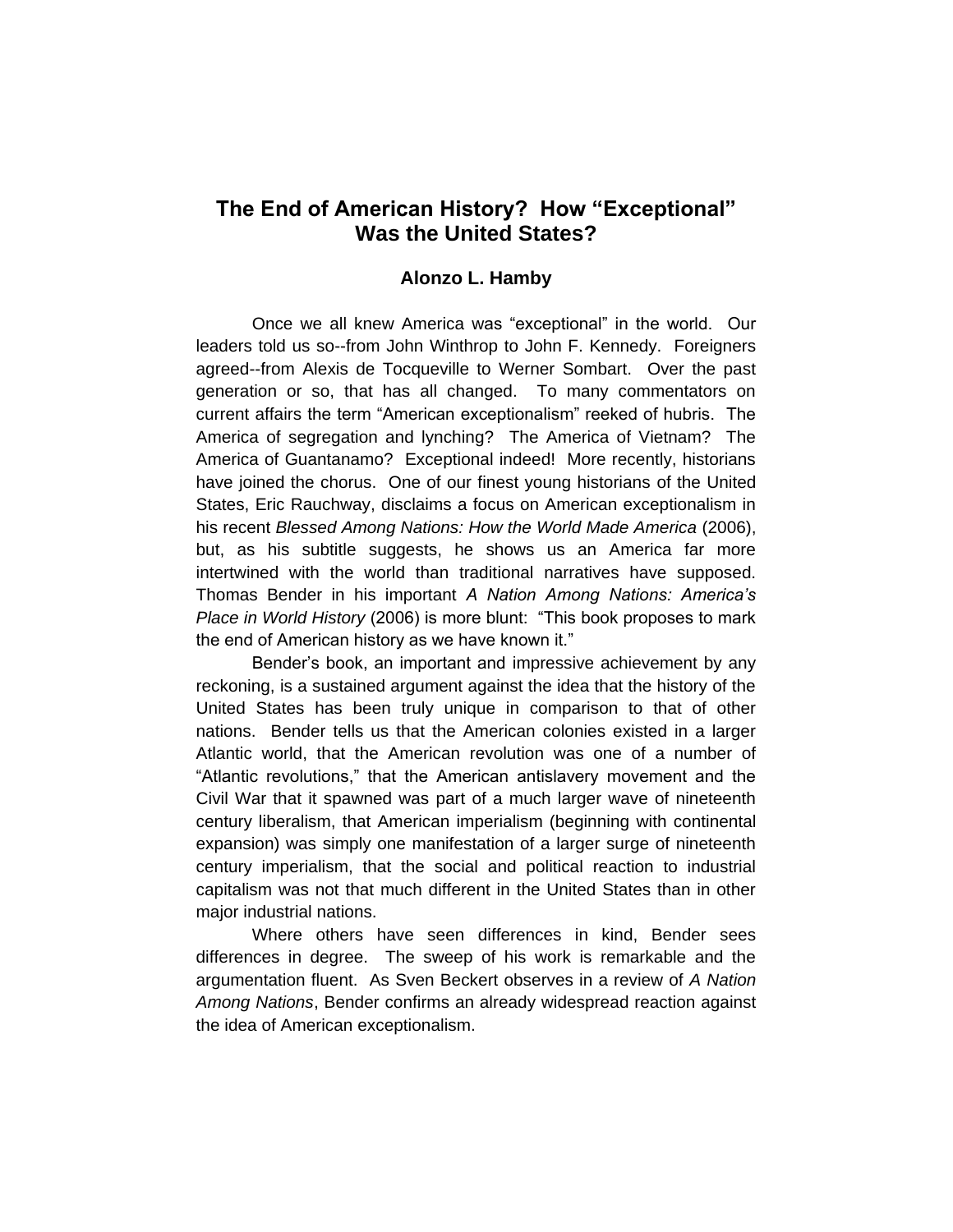# The End of American History? How "Exceptional" Was the United States?

**Alonzo L. Hamby**

Once we all knew America was "exceptional" in the world. Our leaders told us so--from John Winthrop to John F. Kennedy. Foreigners agreed--from Alexis de Tocqueville to Werner Sombart. Over the past generation or so, that has all changed. To many commentators on current affairs the term "American exceptionalism" reeked of hubris. The America of segregation and lynching? The America of Vietnam? The America of Guantanamo? Exceptional indeed! More recently, historians have joined the chorus. One of our finest young historians of the United States, Eric Rauchway, disclaims a focus on American exceptionalism in his recent *Blessed Among Nations: How the World Made America* (2006), but, as his subtitle suggests, he shows us an America far more intertwined with the world than traditional narratives have supposed. Thomas Bender in his important *A Nation Among Nations: America's Place in World History* (2006) is more blunt: "This book proposes to mark the end of American history as we have known it."

Bender's book, an important and impressive achievement by any reckoning, is a sustained argument against the idea that the history of the United States has been truly unique in comparison to that of other nations. Bender tells us that the American colonies existed in a larger Atlantic world, that the American revolution was one of a number of "Atlantic revolutions," that the American antislavery movement and the Civil War that it spawned was part of a much larger wave of nineteenth century liberalism, that American imperialism (beginning with continental expansion) was simply one manifestation of a larger surge of nineteenth century imperialism, that the social and political reaction to industrial capitalism was not that much different in the United States than in other major industrial nations.

Where others have seen differences in kind, Bender sees differences in degree. The sweep of his work is remarkable and the argumentation fluent. As Sven Beckert observes in a review of *A Nation Among Nations*, Bender confirms an already widespread reaction against the idea of American exceptionalism.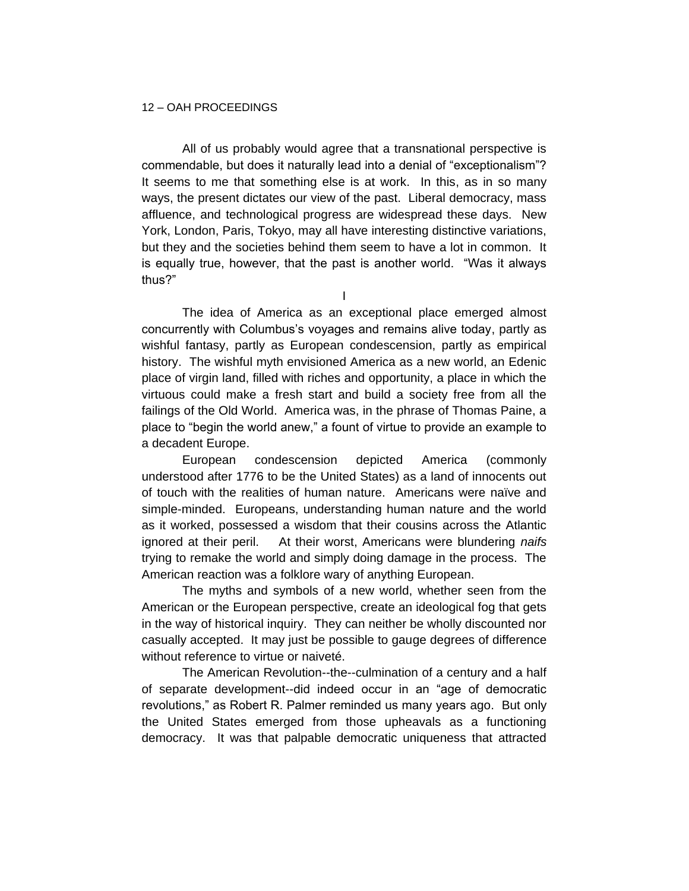All of us probably would agree that a transnational perspective is commendable, but does it naturally lead into a denial of "exceptionalism"? It seems to me that something else is at work. In this, as in so many ways, the present dictates our view of the past. Liberal democracy, mass affluence, and technological progress are widespread these days. New York, London, Paris, Tokyo, may all have interesting distinctive variations, but they and the societies behind them seem to have a lot in common. It is equally true, however, that the past is another world. "Was it always thus?"

## I

The idea of America as an exceptional place emerged almost concurrently with Columbus's voyages and remains alive today, partly as wishful fantasy, partly as European condescension, partly as empirical history. The wishful myth envisioned America as a new world, an Edenic place of virgin land, filled with riches and opportunity, a place in which the virtuous could make a fresh start and build a society free from all the failings of the Old World. America was, in the phrase of Thomas Paine, a place to "begin the world anew," a fount of virtue to provide an example to a decadent Europe.

European condescension depicted America (commonly understood after 1776 to be the United States) as a land of innocents out of touch with the realities of human nature. Americans were naïve and simple-minded. Europeans, understanding human nature and the world as it worked, possessed a wisdom that their cousins across the Atlantic ignored at their peril. At their worst, Americans were blundering *naifs* trying to remake the world and simply doing damage in the process. The American reaction was a folklore wary of anything European.

The myths and symbols of a new world, whether seen from the American or the European perspective, create an ideological fog that gets in the way of historical inquiry. They can neither be wholly discounted nor casually accepted. It may just be possible to gauge degrees of difference without reference to virtue or naiveté.

The American Revolution--the--culmination of a century and a half of separate development--did indeed occur in an "age of democratic revolutions," as Robert R. Palmer reminded us many years ago. But only the United States emerged from those upheavals as a functioning democracy. It was that palpable democratic uniqueness that attracted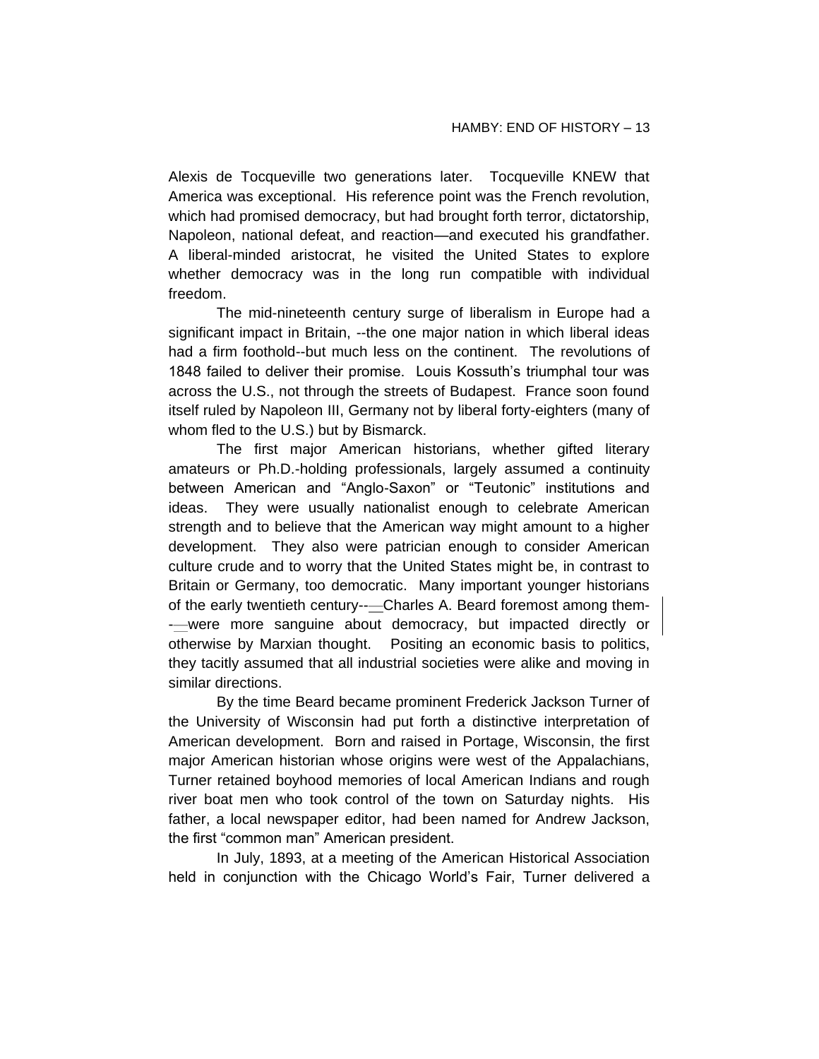Alexis de Tocqueville two generations later. Tocqueville KNEW that America was exceptional. His reference point was the French revolution, which had promised democracy, but had brought forth terror, dictatorship, Napoleon, national defeat, and reaction—and executed his grandfather. A liberal-minded aristocrat, he visited the United States to explore whether democracy was in the long run compatible with individual freedom.

The mid-nineteenth century surge of liberalism in Europe had a significant impact in Britain, --the one major nation in which liberal ideas had a firm foothold--but much less on the continent. The revolutions of 1848 failed to deliver their promise. Louis Kossuth's triumphal tour was across the U.S., not through the streets of Budapest. France soon found itself ruled by Napoleon III, Germany not by liberal forty-eighters (many of whom fled to the U.S.) but by Bismarck.

The first major American historians, whether gifted literary amateurs or Ph.D.-holding professionals, largely assumed a continuity between American and "Anglo-Saxon" or "Teutonic" institutions and ideas. They were usually nationalist enough to celebrate American strength and to believe that the American way might amount to a higher development. They also were patrician enough to consider American culture crude and to worry that the United States might be, in contrast to Britain or Germany, too democratic. Many important younger historians of the early twentieth century—Charles A. Beard foremost among them—were more sanguine about democracy, but impacted directly or otherwise by Marxian thought. Positing an economic basis to politics, they tacitly assumed that all industrial societies were alike and moving in similar directions.

By the time Beard became prominent Frederick Jackson Turner of the University of Wisconsin had put forth a distinctive interpretation of American development. Born and raised in Portage, Wisconsin, the first major American historian whose origins were west of the Appalachians, Turner retained boyhood memories of local American Indians and rough river boat men who took control of the town on Saturday nights. His father, a local newspaper editor, had been named for Andrew Jackson, the first "common man" American president.

In July, 1893, at a meeting of the American Historical Association held in conjunction with the Chicago World's Fair, Turner delivered a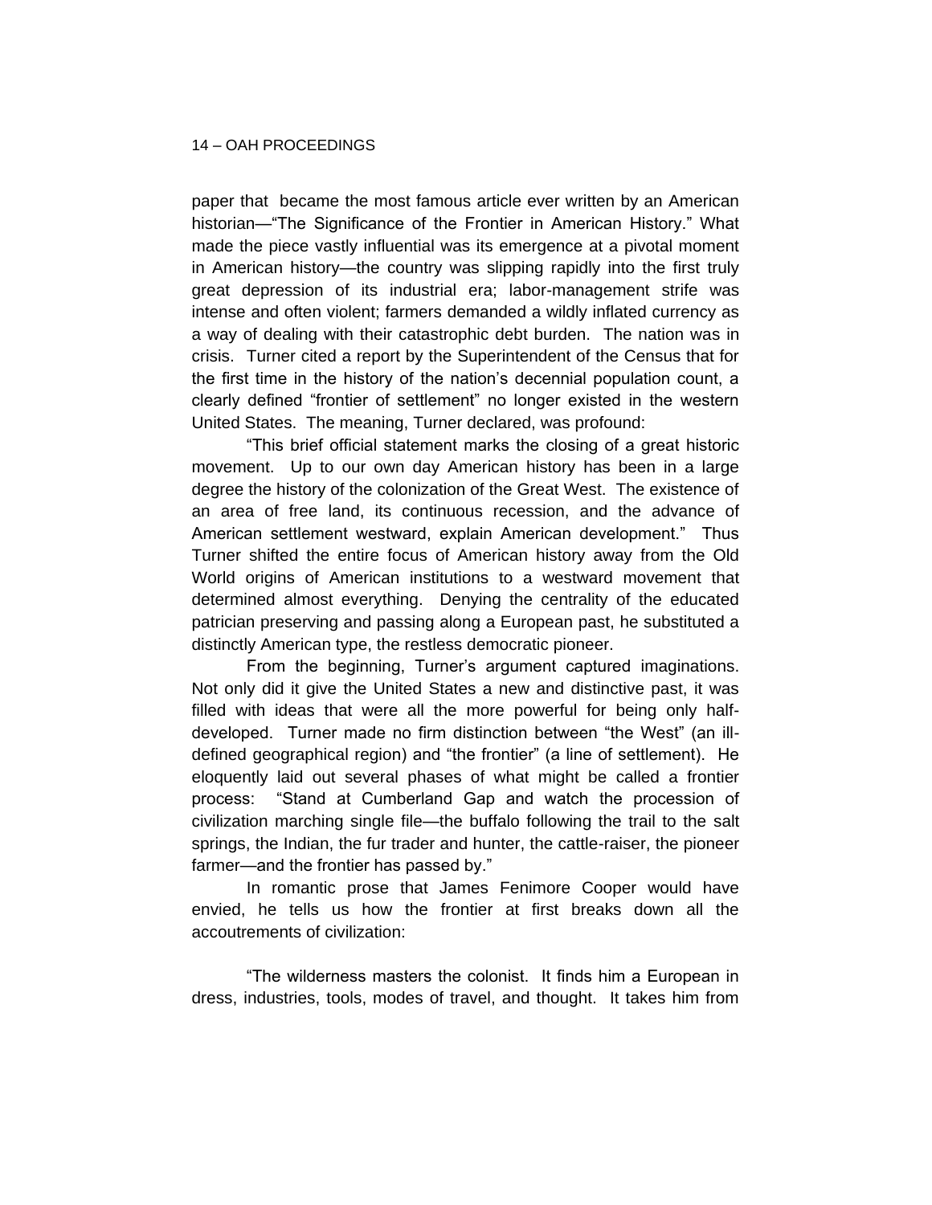paper that became the most famous article ever written by an American historian—"The Significance of the Frontier in American History." What made the piece vastly influential was its emergence at a pivotal moment in American history—the country was slipping rapidly into the first truly great depression of its industrial era; labor-management strife was intense and often violent; farmers demanded a wildly inflated currency as a way of dealing with their catastrophic debt burden. The nation was in crisis. Turner cited a report by the Superintendent of the Census that for the first time in the history of the nation's decennial population count, a clearly defined "frontier of settlement" no longer existed in the western United States. The meaning, Turner declared, was profound:

"This brief official statement marks the closing of a great historic movement. Up to our own day American history has been in a large degree the history of the colonization of the Great West. The existence of an area of free land, its continuous recession, and the advance of American settlement westward, explain American development." Thus Turner shifted the entire focus of American history away from the Old World origins of American institutions to a westward movement that determined almost everything. Denying the centrality of the educated patrician preserving and passing along a European past, he substituted a distinctly American type, the restless democratic pioneer.

From the beginning, Turner's argument captured imaginations. Not only did it give the United States a new and distinctive past, it was filled with ideas that were all the more powerful for being only half-developed. Turner made no firm distinction between "the West" (an ill-defined geographical region) and "the frontier" (a line of settlement). He eloquently laid out several phases of what might be called a frontier process: "Stand at Cumberland Gap and watch the procession of civilization marching single file—the buffalo following the trail to the salt springs, the Indian, the fur trader and hunter, the cattle-raiser, the pioneer farmer—and the frontier has passed by."

In romantic prose that James Fenimore Cooper would have envied, he tells us how the frontier at first breaks down all the accoutrements of civilization:

"The wilderness masters the colonist. It finds him a European in dress, industries, tools, modes of travel, and thought. It takes him from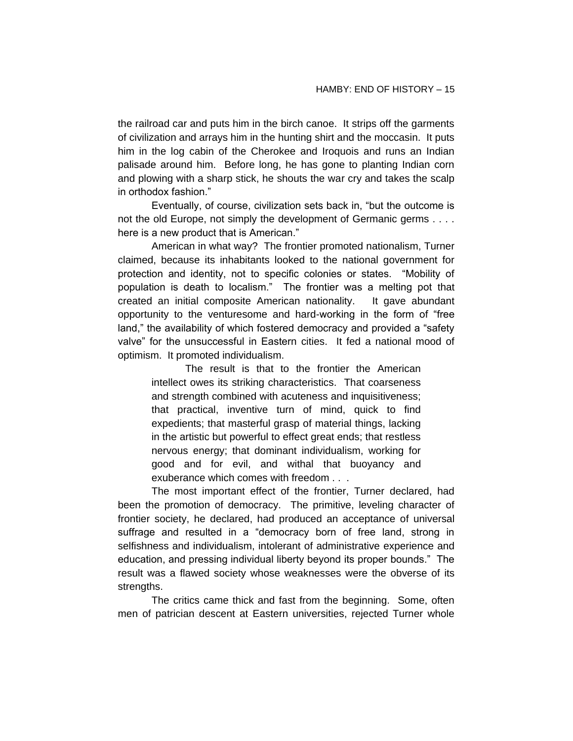the railroad car and puts him in the birch canoe. It strips off the garments of civilization and arrays him in the hunting shirt and the moccasin. It puts him in the log cabin of the Cherokee and Iroquois and runs an Indian palisade around him. Before long, he has gone to planting Indian corn and plowing with a sharp stick, he shouts the war cry and takes the scalp in orthodox fashion."

Eventually, of course, civilization sets back in, "but the outcome is not the old Europe, not simply the development of Germanic germs . . . . here is a new product that is American."

American in what way? The frontier promoted nationalism, Turner claimed, because its inhabitants looked to the national government for protection and identity, not to specific colonies or states. "Mobility of population is death to localism." The frontier was a melting pot that created an initial composite American nationality. It gave abundant opportunity to the venturesome and hard-working in the form of "free land," the availability of which fostered democracy and provided a "safety valve" for the unsuccessful in Eastern cities. It fed a national mood of optimism. It promoted individualism.

> The result is that to the frontier the American intellect owes its striking characteristics. That coarseness and strength combined with acuteness and inquisitiveness; that practical, inventive turn of mind, quick to find expedients; that masterful grasp of material things, lacking in the artistic but powerful to effect great ends; that restless nervous energy; that dominant individualism, working for good and for evil, and withal that buoyancy and exuberance which comes with freedom . . .

The most important effect of the frontier, Turner declared, had been the promotion of democracy. The primitive, leveling character of frontier society, he declared, had produced an acceptance of universal suffrage and resulted in a "democracy born of free land, strong in selfishness and individualism, intolerant of administrative experience and education, and pressing individual liberty beyond its proper bounds." The result was a flawed society whose weaknesses were the obverse of its strengths.

The critics came thick and fast from the beginning. Some, often men of patrician descent at Eastern universities, rejected Turner whole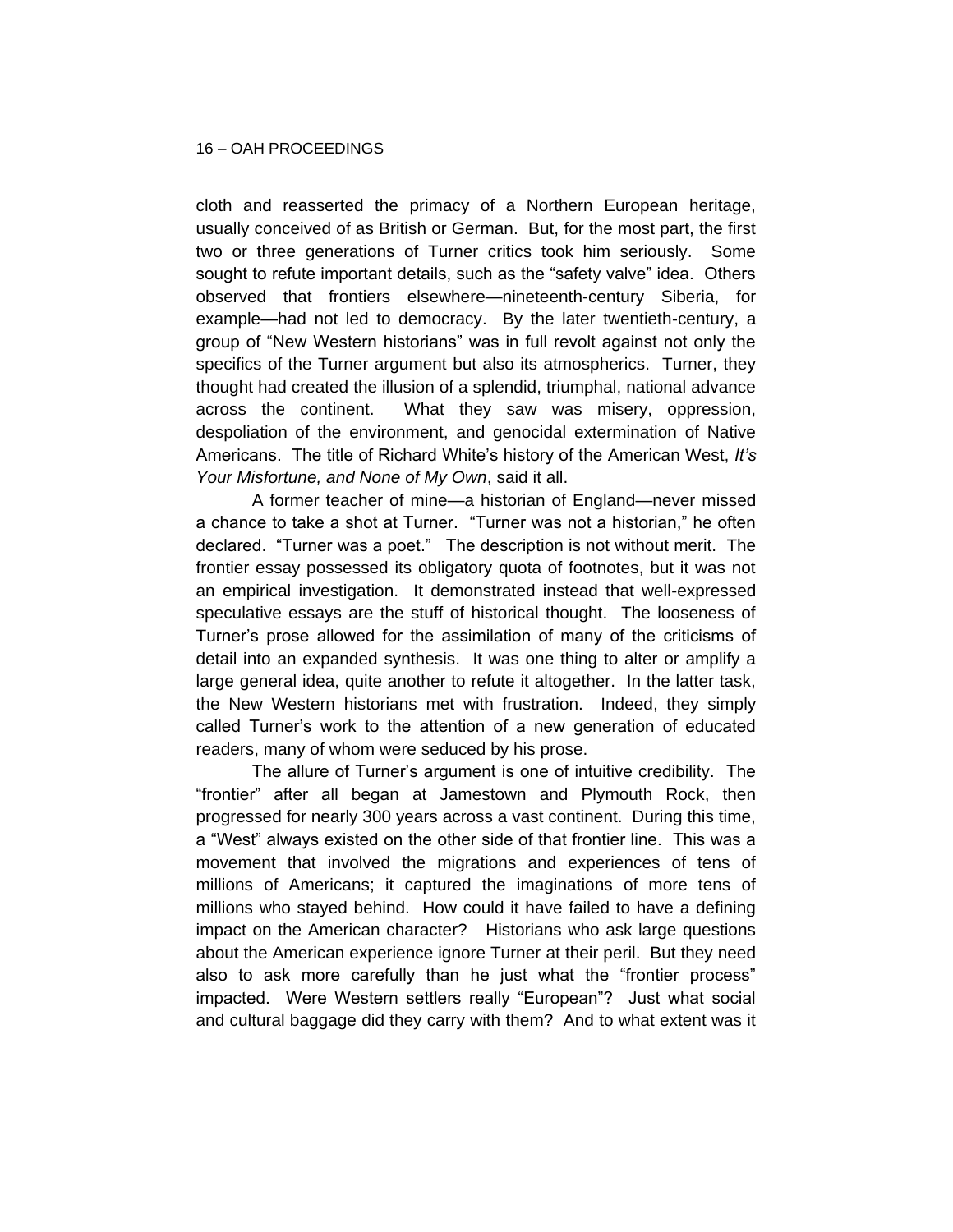cloth and reasserted the primacy of a Northern European heritage, usually conceived of as British or German. But, for the most part, the first two or three generations of Turner critics took him seriously. Some sought to refute important details, such as the "safety valve" idea. Others observed that frontiers elsewhere—nineteenth-century Siberia, for example—had not led to democracy. By the later twentieth-century, a group of "New Western historians" was in full revolt against not only the specifics of the Turner argument but also its atmospherics. Turner, they thought had created the illusion of a splendid, triumphal, national advance across the continent. What they saw was misery, oppression, despoliation of the environment, and genocidal extermination of Native Americans. The title of Richard White's history of the American West, *It's Your Misfortune, and None of My Own*, said it all.

A former teacher of mine—a historian of England—never missed a chance to take a shot at Turner. "Turner was not a historian," he often declared. "Turner was a poet." The description is not without merit. The frontier essay possessed its obligatory quota of footnotes, but it was not an empirical investigation. It demonstrated instead that well-expressed speculative essays are the stuff of historical thought. The looseness of Turner's prose allowed for the assimilation of many of the criticisms of detail into an expanded synthesis. It was one thing to alter or amplify a large general idea, quite another to refute it altogether. In the latter task, the New Western historians met with frustration. Indeed, they simply called Turner's work to the attention of a new generation of educated readers, many of whom were seduced by his prose.

The allure of Turner's argument is one of intuitive credibility. The "frontier" after all began at Jamestown and Plymouth Rock, then progressed for nearly 300 years across a vast continent. During this time, a "West" always existed on the other side of that frontier line. This was a movement that involved the migrations and experiences of tens of millions of Americans; it captured the imaginations of more tens of millions who stayed behind. How could it have failed to have a defining impact on the American character? Historians who ask large questions about the American experience ignore Turner at their peril. But they need also to ask more carefully than he just what the "frontier process" impacted. Were Western settlers really "European"? Just what social and cultural baggage did they carry with them? And to what extent was it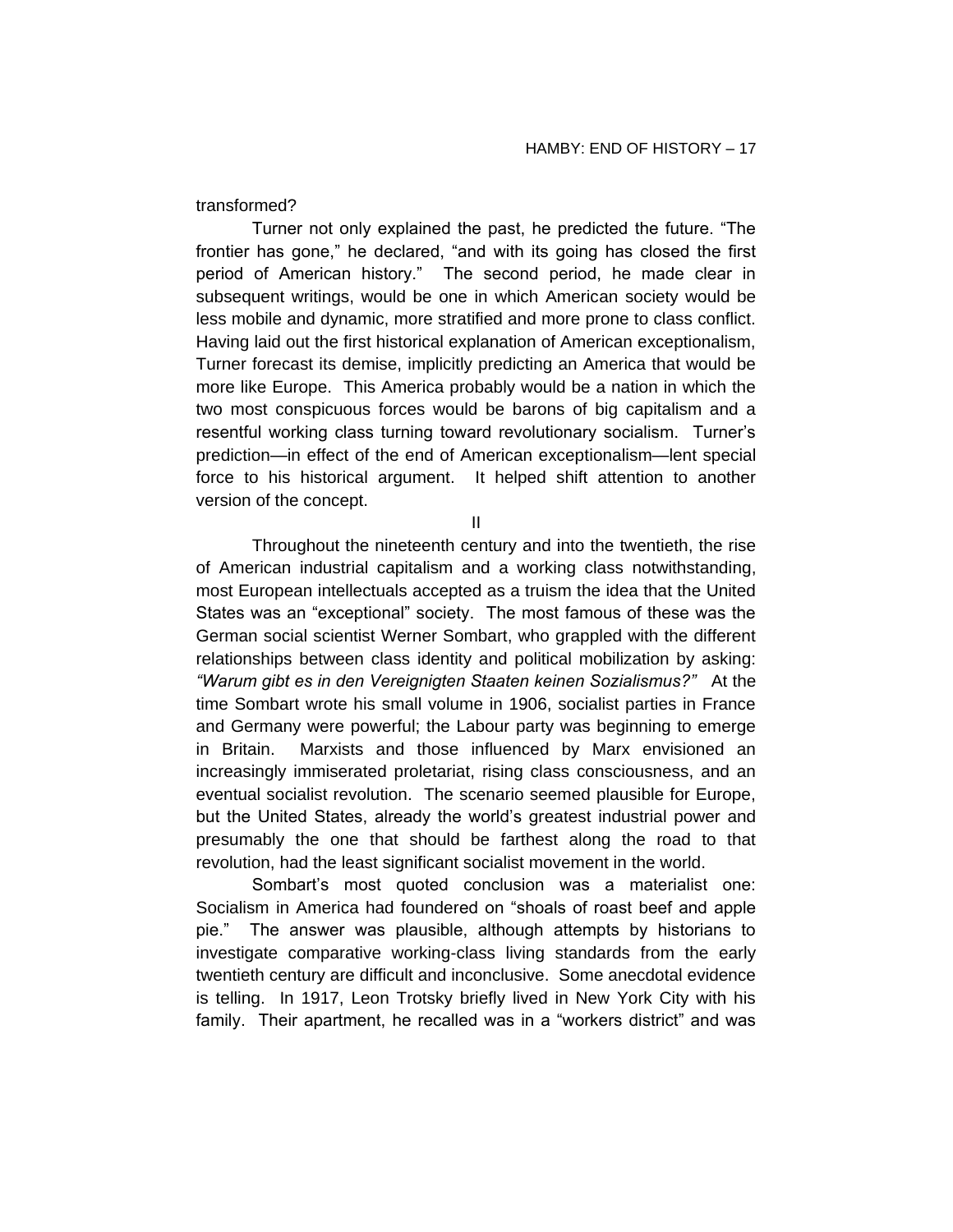transformed?

Turner not only explained the past, he predicted the future. "The frontier has gone," he declared, "and with its going has closed the first period of American history." The second period, he made clear in subsequent writings, would be one in which American society would be less mobile and dynamic, more stratified and more prone to class conflict. Having laid out the first historical explanation of American exceptionalism, Turner forecast its demise, implicitly predicting an America that would be more like Europe. This America probably would be a nation in which the two most conspicuous forces would be barons of big capitalism and a resentful working class turning toward revolutionary socialism. Turner's prediction—in effect of the end of American exceptionalism—lent special force to his historical argument. It helped shift attention to another version of the concept.

## II

Throughout the nineteenth century and into the twentieth, the rise of American industrial capitalism and a working class notwithstanding, most European intellectuals accepted as a truism the idea that the United States was an "exceptional" society. The most famous of these was the German social scientist Werner Sombart, who grappled with the different relationships between class identity and political mobilization by asking: *"Warum gibt es in den Vereignigten Staaten keinen Sozialismus?"* At the time Sombart wrote his small volume in 1906, socialist parties in France and Germany were powerful; the Labour party was beginning to emerge in Britain. Marxists and those influenced by Marx envisioned an increasingly immiserated proletariat, rising class consciousness, and an eventual socialist revolution. The scenario seemed plausible for Europe, but the United States, already the world's greatest industrial power and presumably the one that should be farthest along the road to that revolution, had the least significant socialist movement in the world.

Sombart's most quoted conclusion was a materialist one: Socialism in America had foundered on "shoals of roast beef and apple pie." The answer was plausible, although attempts by historians to investigate comparative working-class living standards from the early twentieth century are difficult and inconclusive. Some anecdotal evidence is telling. In 1917, Leon Trotsky briefly lived in New York City with his family. Their apartment, he recalled was in a "workers district" and was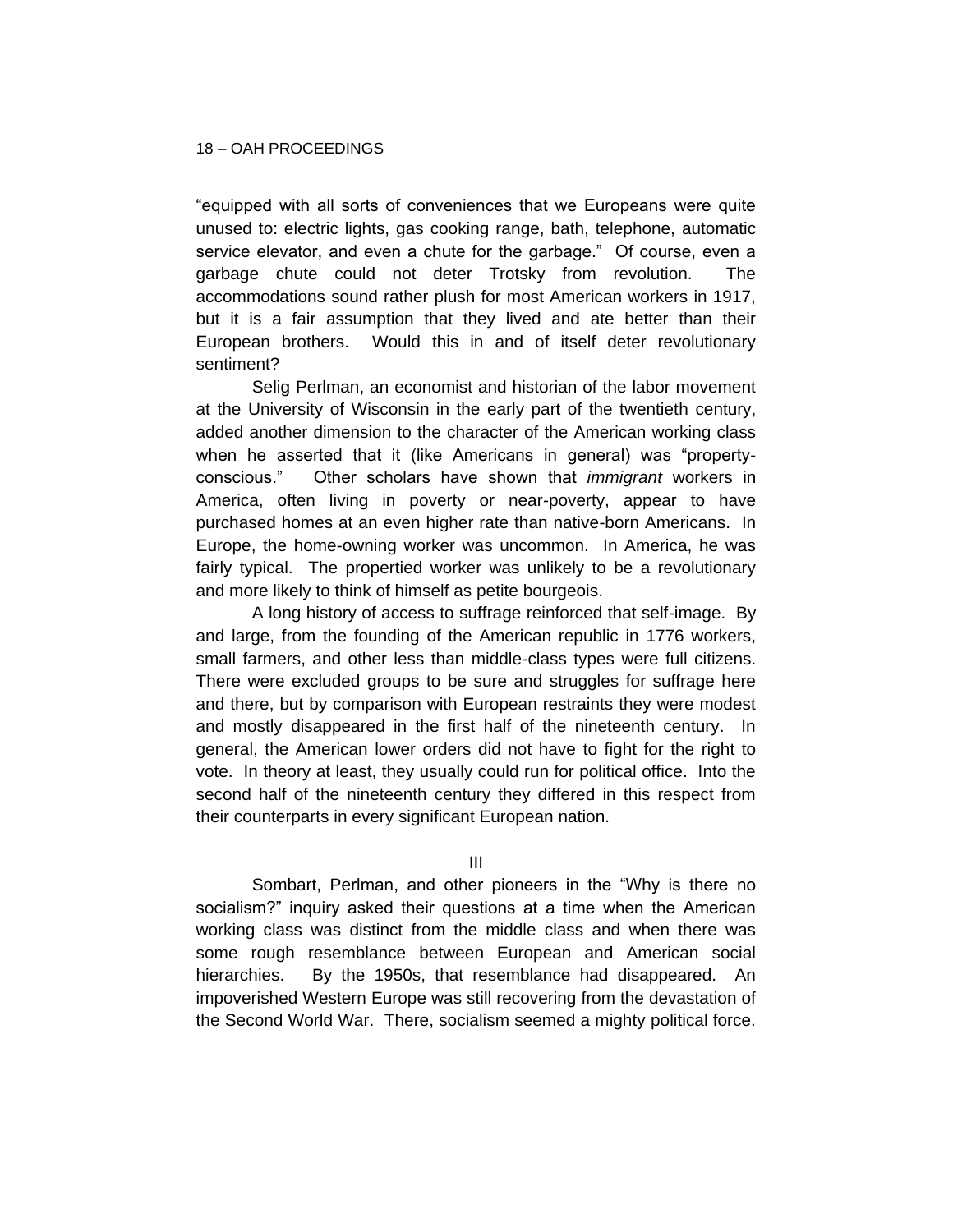"equipped with all sorts of conveniences that we Europeans were quite unused to: electric lights, gas cooking range, bath, telephone, automatic service elevator, and even a chute for the garbage." Of course, even a garbage chute could not deter Trotsky from revolution. The accommodations sound rather plush for most American workers in 1917, but it is a fair assumption that they lived and ate better than their European brothers. Would this in and of itself deter revolutionary sentiment?

Selig Perlman, an economist and historian of the labor movement at the University of Wisconsin in the early part of the twentieth century, added another dimension to the character of the American working class when he asserted that it (like Americans in general) was "property-conscious." Other scholars have shown that *immigrant* workers in America, often living in poverty or near-poverty, appear to have purchased homes at an even higher rate than native-born Americans. In Europe, the home-owning worker was uncommon. In America, he was fairly typical. The propertied worker was unlikely to be a revolutionary and more likely to think of himself as petite bourgeois.

A long history of access to suffrage reinforced that self-image. By and large, from the founding of the American republic in 1776 workers, small farmers, and other less than middle-class types were full citizens. There were excluded groups to be sure and struggles for suffrage here and there, but by comparison with European restraints they were modest and mostly disappeared in the first half of the nineteenth century. In general, the American lower orders did not have to fight for the right to vote. In theory at least, they usually could run for political office. Into the second half of the nineteenth century they differed in this respect from their counterparts in every significant European nation.

## III

Sombart, Perlman, and other pioneers in the "Why is there no socialism?" inquiry asked their questions at a time when the American working class was distinct from the middle class and when there was some rough resemblance between European and American social hierarchies. By the 1950s, that resemblance had disappeared. An impoverished Western Europe was still recovering from the devastation of the Second World War. There, socialism seemed a mighty political force.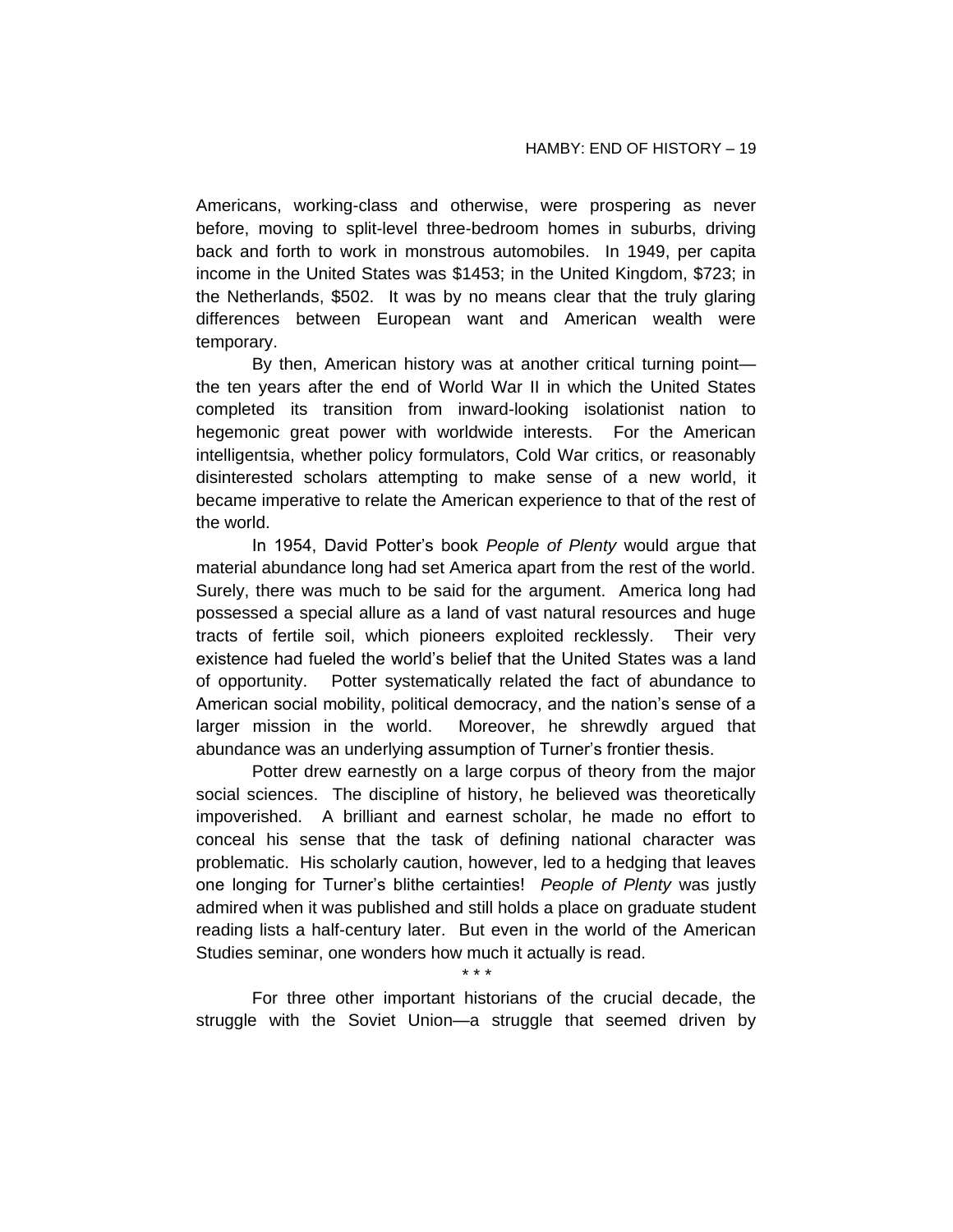Americans, working-class and otherwise, were prospering as never before, moving to split-level three-bedroom homes in suburbs, driving back and forth to work in monstrous automobiles. In 1949, per capita income in the United States was $1453; in the United Kingdom, $723; in the Netherlands, $502. It was by no means clear that the truly glaring differences between European want and American wealth were temporary.

By then, American history was at another critical turning point—the ten years after the end of World War II in which the United States completed its transition from inward-looking isolationist nation to hegemonic great power with worldwide interests. For the American intelligentsia, whether policy formulators, Cold War critics, or reasonably disinterested scholars attempting to make sense of a new world, it became imperative to relate the American experience to that of the rest of the world.

In 1954, David Potter's book *People of Plenty* would argue that material abundance long had set America apart from the rest of the world. Surely, there was much to be said for the argument. America long had possessed a special allure as a land of vast natural resources and huge tracts of fertile soil, which pioneers exploited recklessly. Their very existence had fueled the world's belief that the United States was a land of opportunity. Potter systematically related the fact of abundance to American social mobility, political democracy, and the nation's sense of a larger mission in the world. Moreover, he shrewdly argued that abundance was an underlying assumption of Turner's frontier thesis.

Potter drew earnestly on a large corpus of theory from the major social sciences. The discipline of history, he believed was theoretically impoverished. A brilliant and earnest scholar, he made no effort to conceal his sense that the task of defining national character was problematic. His scholarly caution, however, led to a hedging that leaves one longing for Turner's blithe certainties! *People of Plenty* was justly admired when it was published and still holds a place on graduate student reading lists a half-century later. But even in the world of the American Studies seminar, one wonders how much it actually is read.

\* \* \*

For three other important historians of the crucial decade, the struggle with the Soviet Union—a struggle that seemed driven by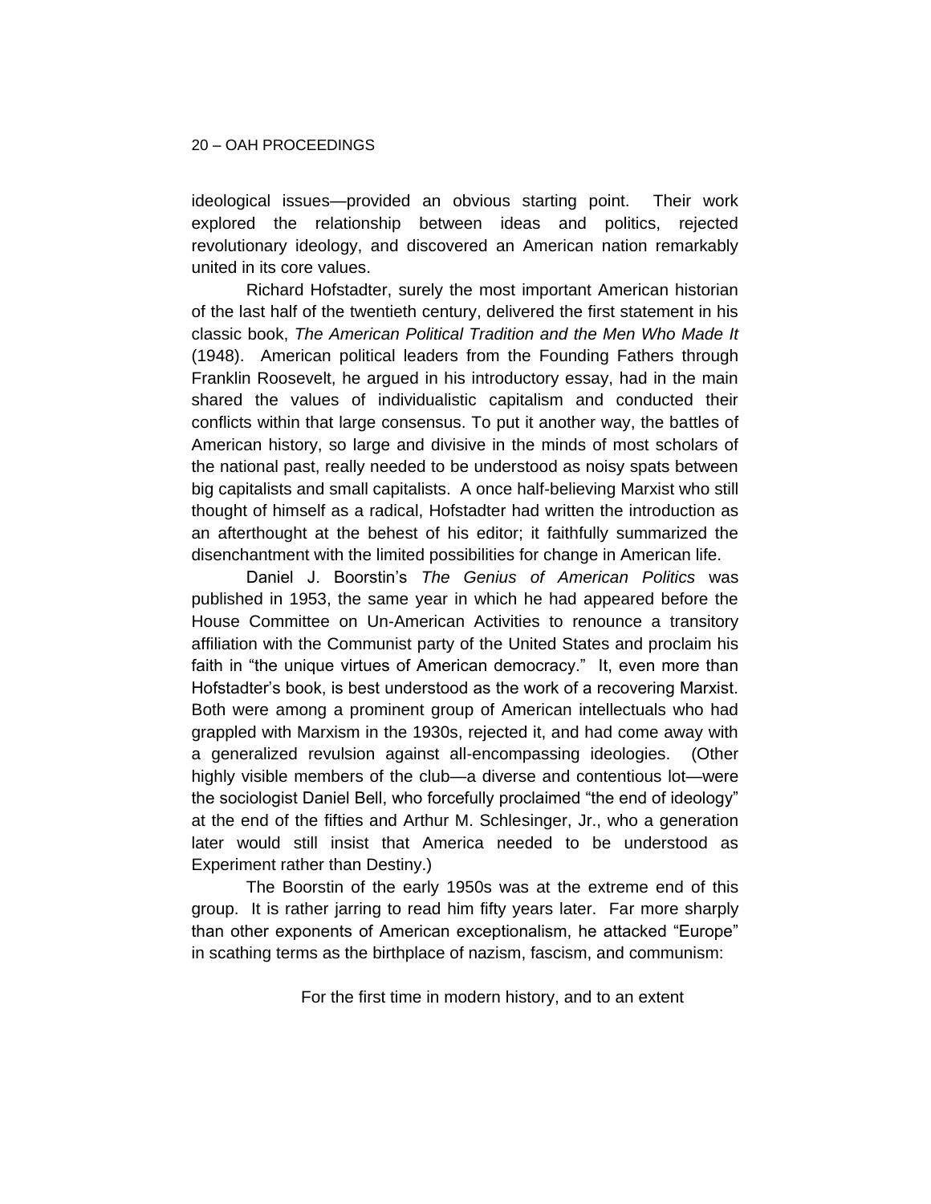ideological issues—provided an obvious starting point. Their work explored the relationship between ideas and politics, rejected revolutionary ideology, and discovered an American nation remarkably united in its core values.

Richard Hofstadter, surely the most important American historian of the last half of the twentieth century, delivered the first statement in his classic book, *The American Political Tradition and the Men Who Made It* (1948). American political leaders from the Founding Fathers through Franklin Roosevelt, he argued in his introductory essay, had in the main shared the values of individualistic capitalism and conducted their conflicts within that large consensus. To put it another way, the battles of American history, so large and divisive in the minds of most scholars of the national past, really needed to be understood as noisy spats between big capitalists and small capitalists. A once half-believing Marxist who still thought of himself as a radical, Hofstadter had written the introduction as an afterthought at the behest of his editor; it faithfully summarized the disenchantment with the limited possibilities for change in American life.

Daniel J. Boorstin's *The Genius of American Politics* was published in 1953, the same year in which he had appeared before the House Committee on Un-American Activities to renounce a transitory affiliation with the Communist party of the United States and proclaim his faith in "the unique virtues of American democracy." It, even more than Hofstadter's book, is best understood as the work of a recovering Marxist. Both were among a prominent group of American intellectuals who had grappled with Marxism in the 1930s, rejected it, and had come away with a generalized revulsion against all-encompassing ideologies. (Other highly visible members of the club—a diverse and contentious lot—were the sociologist Daniel Bell, who forcefully proclaimed "the end of ideology" at the end of the fifties and Arthur M. Schlesinger, Jr., who a generation later would still insist that America needed to be understood as Experiment rather than Destiny.)

The Boorstin of the early 1950s was at the extreme end of this group. It is rather jarring to read him fifty years later. Far more sharply than other exponents of American exceptionalism, he attacked "Europe" in scathing terms as the birthplace of nazism, fascism, and communism:

> For the first time in modern history, and to an extent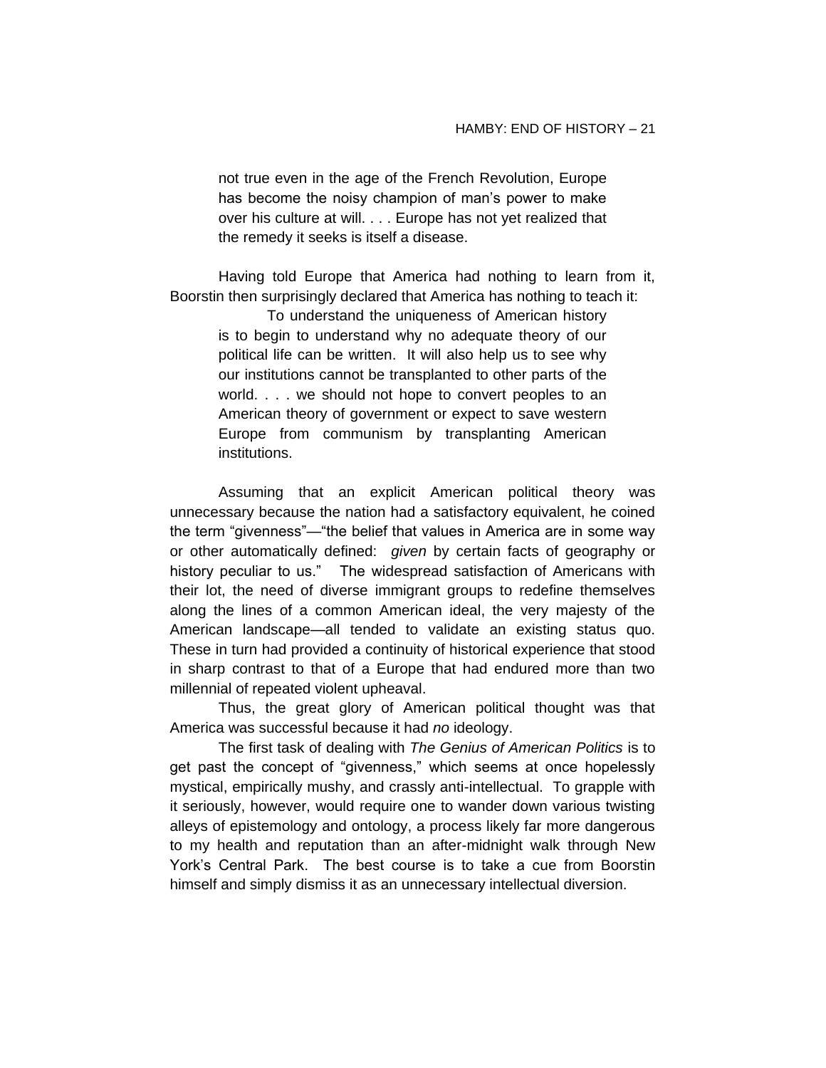> not true even in the age of the French Revolution, Europe has become the noisy champion of man's power to make over his culture at will. . . . Europe has not yet realized that the remedy it seeks is itself a disease.

Having told Europe that America had nothing to learn from it, Boorstin then surprisingly declared that America has nothing to teach it:

> To understand the uniqueness of American history is to begin to understand why no adequate theory of our political life can be written. It will also help us to see why our institutions cannot be transplanted to other parts of the world. . . . we should not hope to convert peoples to an American theory of government or expect to save western Europe from communism by transplanting American institutions.

Assuming that an explicit American political theory was unnecessary because the nation had a satisfactory equivalent, he coined the term "givenness"—"the belief that values in America are in some way or other automatically defined: *given* by certain facts of geography or history peculiar to us." The widespread satisfaction of Americans with their lot, the need of diverse immigrant groups to redefine themselves along the lines of a common American ideal, the very majesty of the American landscape—all tended to validate an existing status quo. These in turn had provided a continuity of historical experience that stood in sharp contrast to that of a Europe that had endured more than two millennial of repeated violent upheaval.

Thus, the great glory of American political thought was that America was successful because it had *no* ideology.

The first task of dealing with *The Genius of American Politics* is to get past the concept of "givenness," which seems at once hopelessly mystical, empirically mushy, and crassly anti-intellectual. To grapple with it seriously, however, would require one to wander down various twisting alleys of epistemology and ontology, a process likely far more dangerous to my health and reputation than an after-midnight walk through New York's Central Park. The best course is to take a cue from Boorstin himself and simply dismiss it as an unnecessary intellectual diversion.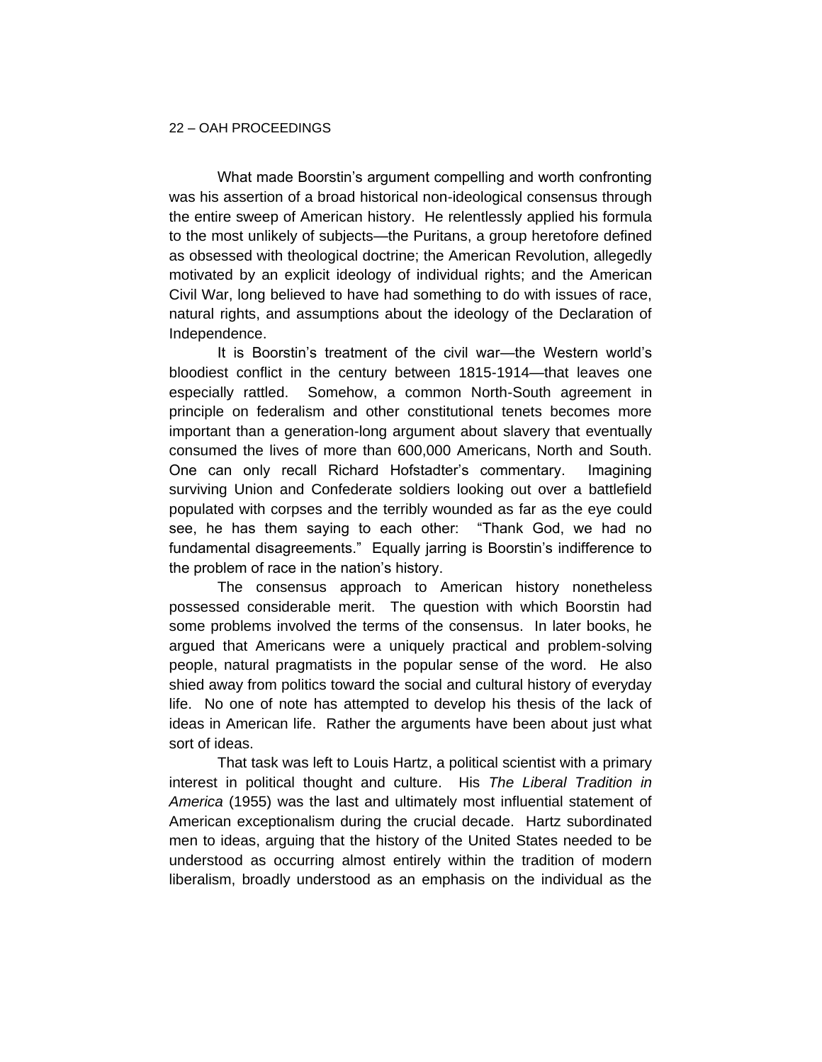What made Boorstin's argument compelling and worth confronting was his assertion of a broad historical non-ideological consensus through the entire sweep of American history. He relentlessly applied his formula to the most unlikely of subjects—the Puritans, a group heretofore defined as obsessed with theological doctrine; the American Revolution, allegedly motivated by an explicit ideology of individual rights; and the American Civil War, long believed to have had something to do with issues of race, natural rights, and assumptions about the ideology of the Declaration of Independence.

It is Boorstin's treatment of the civil war—the Western world's bloodiest conflict in the century between 1815-1914—that leaves one especially rattled. Somehow, a common North-South agreement in principle on federalism and other constitutional tenets becomes more important than a generation-long argument about slavery that eventually consumed the lives of more than 600,000 Americans, North and South. One can only recall Richard Hofstadter's commentary. Imagining surviving Union and Confederate soldiers looking out over a battlefield populated with corpses and the terribly wounded as far as the eye could see, he has them saying to each other: "Thank God, we had no fundamental disagreements." Equally jarring is Boorstin's indifference to the problem of race in the nation's history.

The consensus approach to American history nonetheless possessed considerable merit. The question with which Boorstin had some problems involved the terms of the consensus. In later books, he argued that Americans were a uniquely practical and problem-solving people, natural pragmatists in the popular sense of the word. He also shied away from politics toward the social and cultural history of everyday life. No one of note has attempted to develop his thesis of the lack of ideas in American life. Rather the arguments have been about just what sort of ideas.

That task was left to Louis Hartz, a political scientist with a primary interest in political thought and culture. His *The Liberal Tradition in America* (1955) was the last and ultimately most influential statement of American exceptionalism during the crucial decade. Hartz subordinated men to ideas, arguing that the history of the United States needed to be understood as occurring almost entirely within the tradition of modern liberalism, broadly understood as an emphasis on the individual as the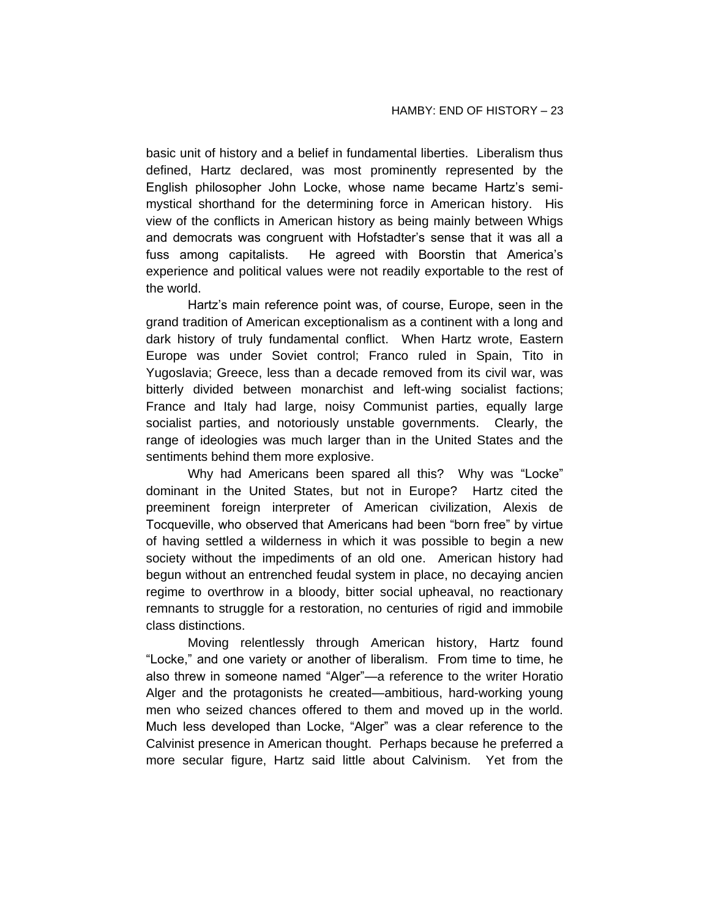basic unit of history and a belief in fundamental liberties. Liberalism thus defined, Hartz declared, was most prominently represented by the English philosopher John Locke, whose name became Hartz's semi-mystical shorthand for the determining force in American history. His view of the conflicts in American history as being mainly between Whigs and democrats was congruent with Hofstadter's sense that it was all a fuss among capitalists. He agreed with Boorstin that America's experience and political values were not readily exportable to the rest of the world.

Hartz's main reference point was, of course, Europe, seen in the grand tradition of American exceptionalism as a continent with a long and dark history of truly fundamental conflict. When Hartz wrote, Eastern Europe was under Soviet control; Franco ruled in Spain, Tito in Yugoslavia; Greece, less than a decade removed from its civil war, was bitterly divided between monarchist and left-wing socialist factions; France and Italy had large, noisy Communist parties, equally large socialist parties, and notoriously unstable governments. Clearly, the range of ideologies was much larger than in the United States and the sentiments behind them more explosive.

Why had Americans been spared all this? Why was "Locke" dominant in the United States, but not in Europe? Hartz cited the preeminent foreign interpreter of American civilization, Alexis de Tocqueville, who observed that Americans had been "born free" by virtue of having settled a wilderness in which it was possible to begin a new society without the impediments of an old one. American history had begun without an entrenched feudal system in place, no decaying ancien regime to overthrow in a bloody, bitter social upheaval, no reactionary remnants to struggle for a restoration, no centuries of rigid and immobile class distinctions.

Moving relentlessly through American history, Hartz found "Locke," and one variety or another of liberalism. From time to time, he also threw in someone named "Alger"—a reference to the writer Horatio Alger and the protagonists he created—ambitious, hard-working young men who seized chances offered to them and moved up in the world. Much less developed than Locke, "Alger" was a clear reference to the Calvinist presence in American thought. Perhaps because he preferred a more secular figure, Hartz said little about Calvinism. Yet from the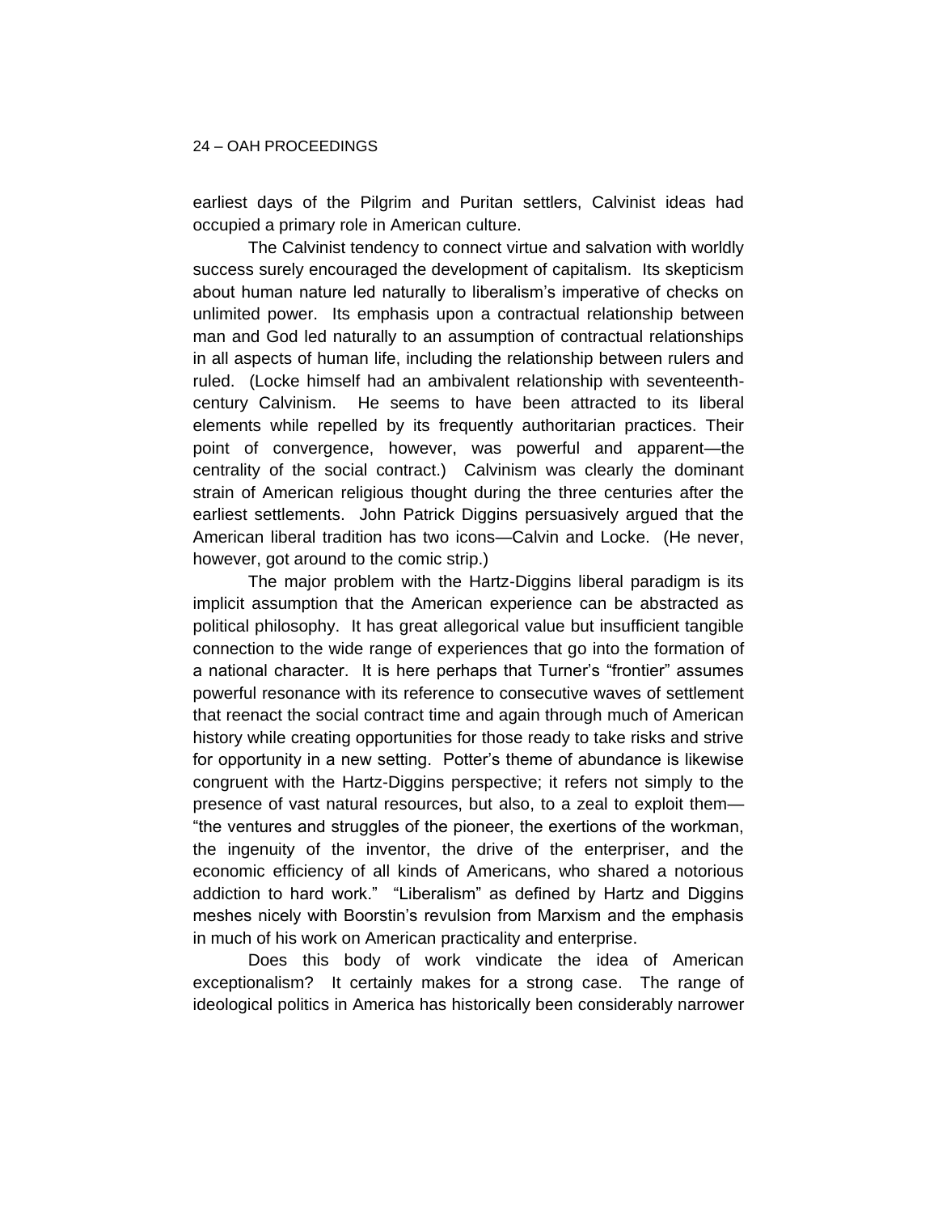earliest days of the Pilgrim and Puritan settlers, Calvinist ideas had occupied a primary role in American culture.

The Calvinist tendency to connect virtue and salvation with worldly success surely encouraged the development of capitalism. Its skepticism about human nature led naturally to liberalism's imperative of checks on unlimited power. Its emphasis upon a contractual relationship between man and God led naturally to an assumption of contractual relationships in all aspects of human life, including the relationship between rulers and ruled. (Locke himself had an ambivalent relationship with seventeenth-century Calvinism. He seems to have been attracted to its liberal elements while repelled by its frequently authoritarian practices. Their point of convergence, however, was powerful and apparent—the centrality of the social contract.) Calvinism was clearly the dominant strain of American religious thought during the three centuries after the earliest settlements. John Patrick Diggins persuasively argued that the American liberal tradition has two icons—Calvin and Locke. (He never, however, got around to the comic strip.)

The major problem with the Hartz-Diggins liberal paradigm is its implicit assumption that the American experience can be abstracted as political philosophy. It has great allegorical value but insufficient tangible connection to the wide range of experiences that go into the formation of a national character. It is here perhaps that Turner's "frontier" assumes powerful resonance with its reference to consecutive waves of settlement that reenact the social contract time and again through much of American history while creating opportunities for those ready to take risks and strive for opportunity in a new setting. Potter's theme of abundance is likewise congruent with the Hartz-Diggins perspective; it refers not simply to the presence of vast natural resources, but also, to a zeal to exploit them—"the ventures and struggles of the pioneer, the exertions of the workman, the ingenuity of the inventor, the drive of the enterpriser, and the economic efficiency of all kinds of Americans, who shared a notorious addiction to hard work." "Liberalism" as defined by Hartz and Diggins meshes nicely with Boorstin's revulsion from Marxism and the emphasis in much of his work on American practicality and enterprise.

Does this body of work vindicate the idea of American exceptionalism? It certainly makes for a strong case. The range of ideological politics in America has historically been considerably narrower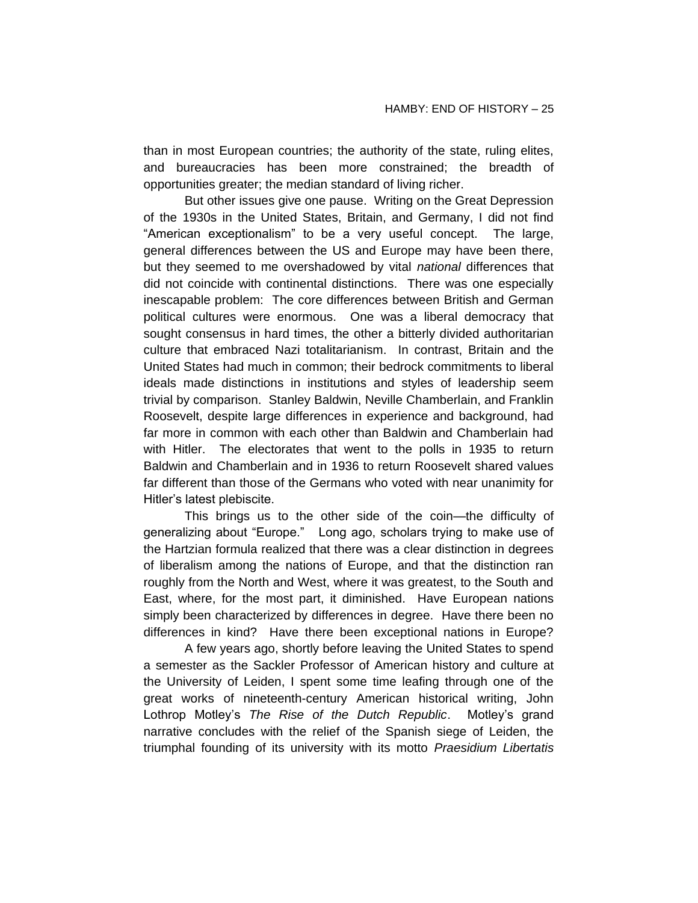than in most European countries; the authority of the state, ruling elites, and bureaucracies has been more constrained; the breadth of opportunities greater; the median standard of living richer.

But other issues give one pause. Writing on the Great Depression of the 1930s in the United States, Britain, and Germany, I did not find "American exceptionalism" to be a very useful concept. The large, general differences between the US and Europe may have been there, but they seemed to me overshadowed by vital *national* differences that did not coincide with continental distinctions. There was one especially inescapable problem: The core differences between British and German political cultures were enormous. One was a liberal democracy that sought consensus in hard times, the other a bitterly divided authoritarian culture that embraced Nazi totalitarianism. In contrast, Britain and the United States had much in common; their bedrock commitments to liberal ideals made distinctions in institutions and styles of leadership seem trivial by comparison. Stanley Baldwin, Neville Chamberlain, and Franklin Roosevelt, despite large differences in experience and background, had far more in common with each other than Baldwin and Chamberlain had with Hitler. The electorates that went to the polls in 1935 to return Baldwin and Chamberlain and in 1936 to return Roosevelt shared values far different than those of the Germans who voted with near unanimity for Hitler's latest plebiscite.

This brings us to the other side of the coin—the difficulty of generalizing about "Europe." Long ago, scholars trying to make use of the Hartzian formula realized that there was a clear distinction in degrees of liberalism among the nations of Europe, and that the distinction ran roughly from the North and West, where it was greatest, to the South and East, where, for the most part, it diminished. Have European nations simply been characterized by differences in degree. Have there been no differences in kind? Have there been exceptional nations in Europe?

A few years ago, shortly before leaving the United States to spend a semester as the Sackler Professor of American history and culture at the University of Leiden, I spent some time leafing through one of the great works of nineteenth-century American historical writing, John Lothrop Motley's *The Rise of the Dutch Republic*. Motley's grand narrative concludes with the relief of the Spanish siege of Leiden, the triumphal founding of its university with its motto *Praesidium Libertatis*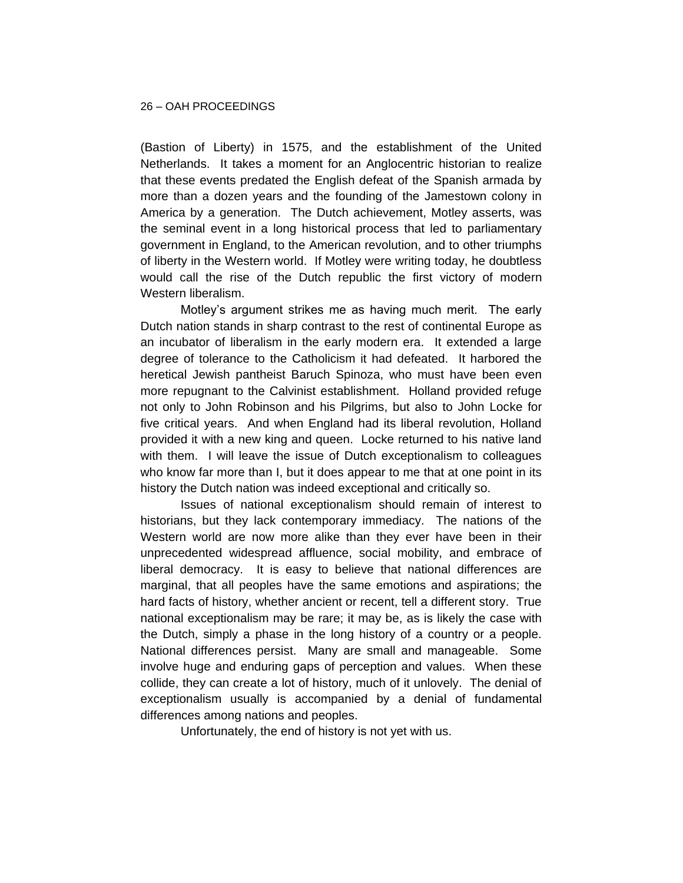(Bastion of Liberty) in 1575, and the establishment of the United Netherlands. It takes a moment for an Anglocentric historian to realize that these events predated the English defeat of the Spanish armada by more than a dozen years and the founding of the Jamestown colony in America by a generation. The Dutch achievement, Motley asserts, was the seminal event in a long historical process that led to parliamentary government in England, to the American revolution, and to other triumphs of liberty in the Western world. If Motley were writing today, he doubtless would call the rise of the Dutch republic the first victory of modern Western liberalism.

Motley's argument strikes me as having much merit. The early Dutch nation stands in sharp contrast to the rest of continental Europe as an incubator of liberalism in the early modern era. It extended a large degree of tolerance to the Catholicism it had defeated. It harbored the heretical Jewish pantheist Baruch Spinoza, who must have been even more repugnant to the Calvinist establishment. Holland provided refuge not only to John Robinson and his Pilgrims, but also to John Locke for five critical years. And when England had its liberal revolution, Holland provided it with a new king and queen. Locke returned to his native land with them. I will leave the issue of Dutch exceptionalism to colleagues who know far more than I, but it does appear to me that at one point in its history the Dutch nation was indeed exceptional and critically so.

Issues of national exceptionalism should remain of interest to historians, but they lack contemporary immediacy. The nations of the Western world are now more alike than they ever have been in their unprecedented widespread affluence, social mobility, and embrace of liberal democracy. It is easy to believe that national differences are marginal, that all peoples have the same emotions and aspirations; the hard facts of history, whether ancient or recent, tell a different story. True national exceptionalism may be rare; it may be, as is likely the case with the Dutch, simply a phase in the long history of a country or a people. National differences persist. Many are small and manageable. Some involve huge and enduring gaps of perception and values. When these collide, they can create a lot of history, much of it unlovely. The denial of exceptionalism usually is accompanied by a denial of fundamental differences among nations and peoples.

Unfortunately, the end of history is not yet with us.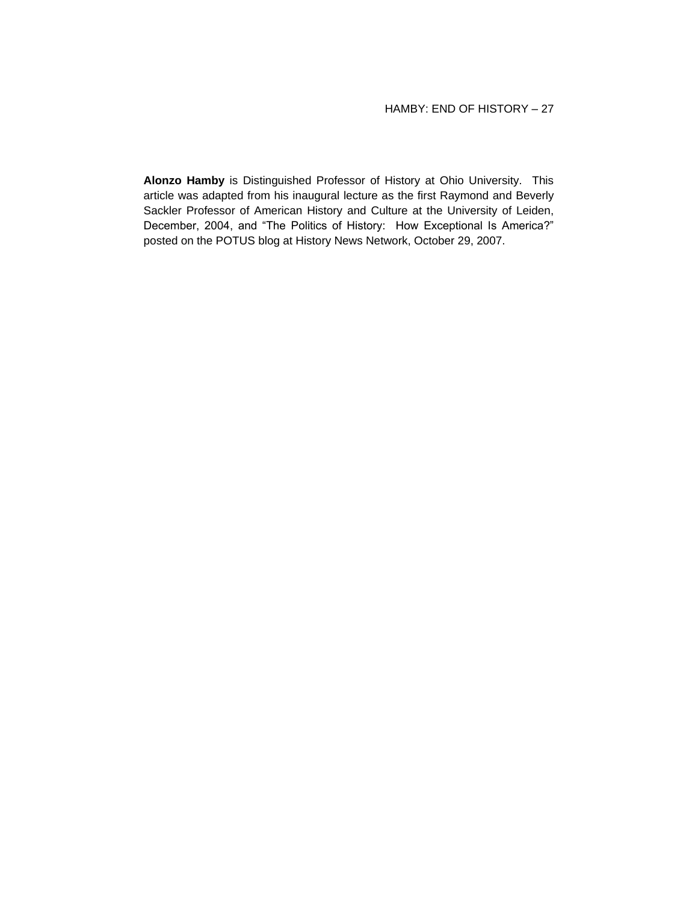**Alonzo Hamby** is Distinguished Professor of History at Ohio University. This article was adapted from his inaugural lecture as the first Raymond and Beverly Sackler Professor of American History and Culture at the University of Leiden, December, 2004, and "The Politics of History: How Exceptional Is America?" posted on the POTUS blog at History News Network, October 29, 2007.